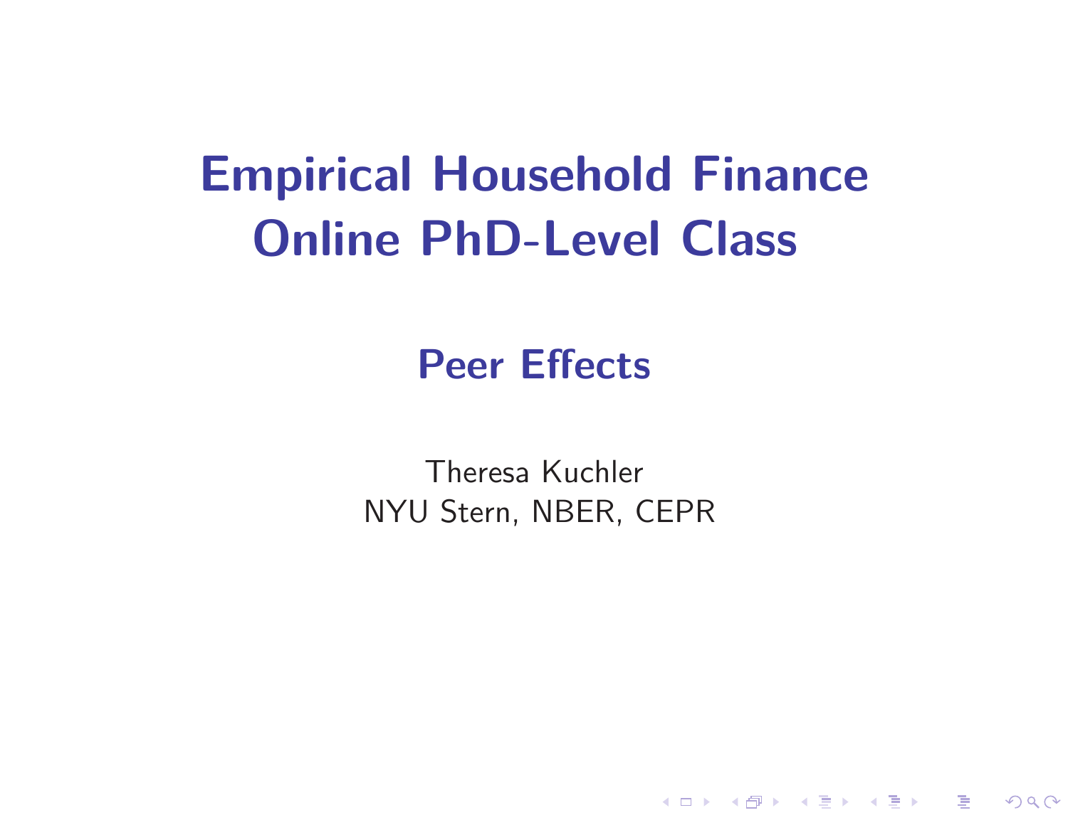# Empirical Household Finance
# Online PhD-Level Class

## Peer Effects

Theresa Kuchler
NYU Stern, NBER, CEPR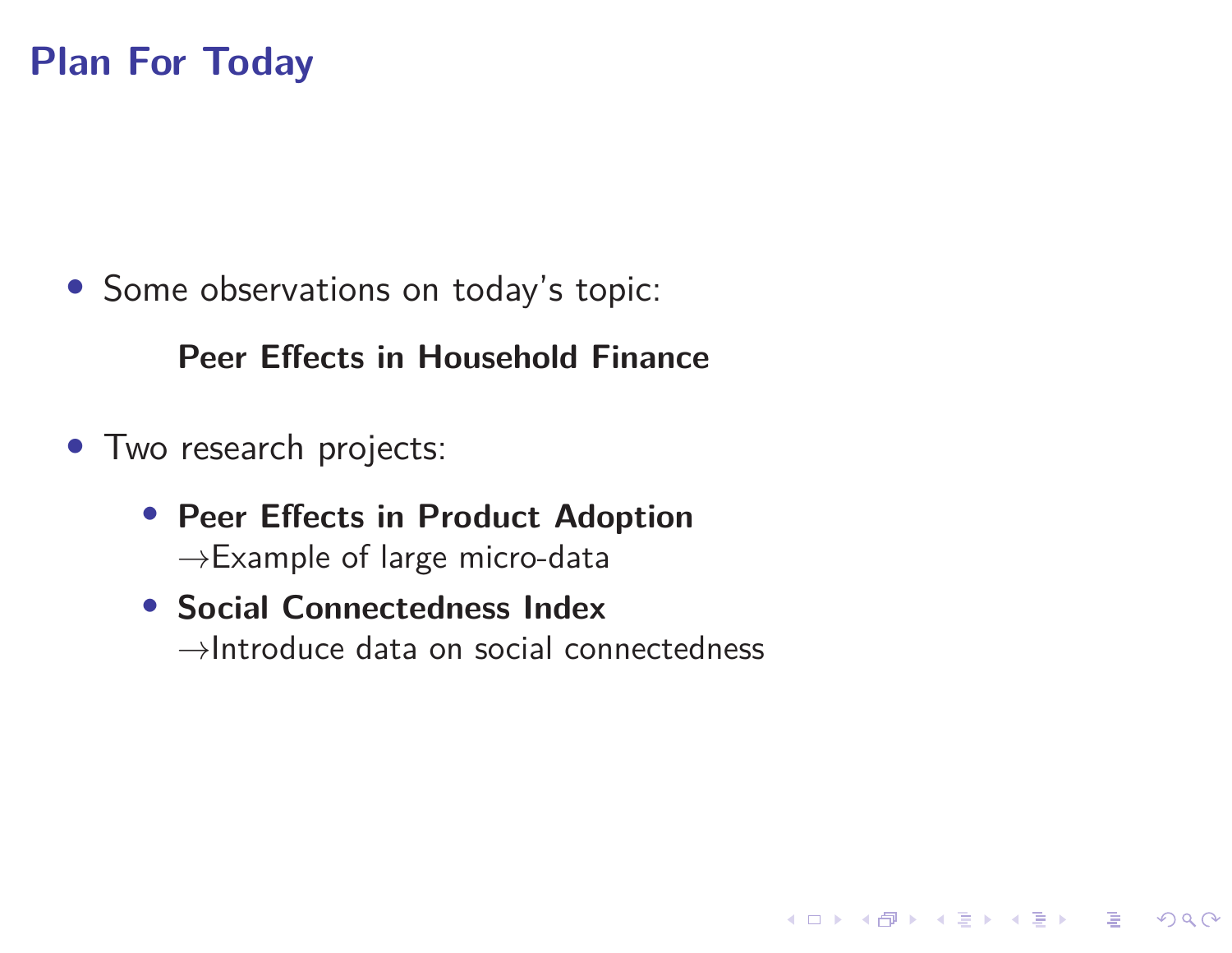# Plan For Today

- Some observations on today's topic:

  **Peer Effects in Household Finance**

- Two research projects:
  - **Peer Effects in Product Adoption**
    $\rightarrow$Example of large micro-data
  - **Social Connectedness Index**
    $\rightarrow$Introduce data on social connectedness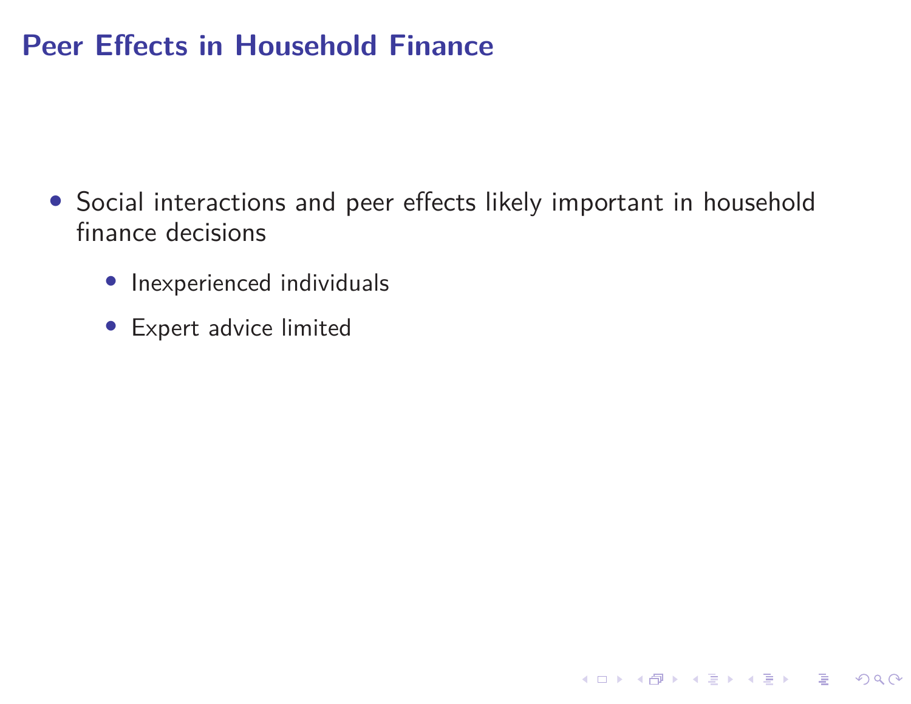# Peer Effects in Household Finance

- Social interactions and peer effects likely important in household finance decisions
  - Inexperienced individuals
  - Expert advice limited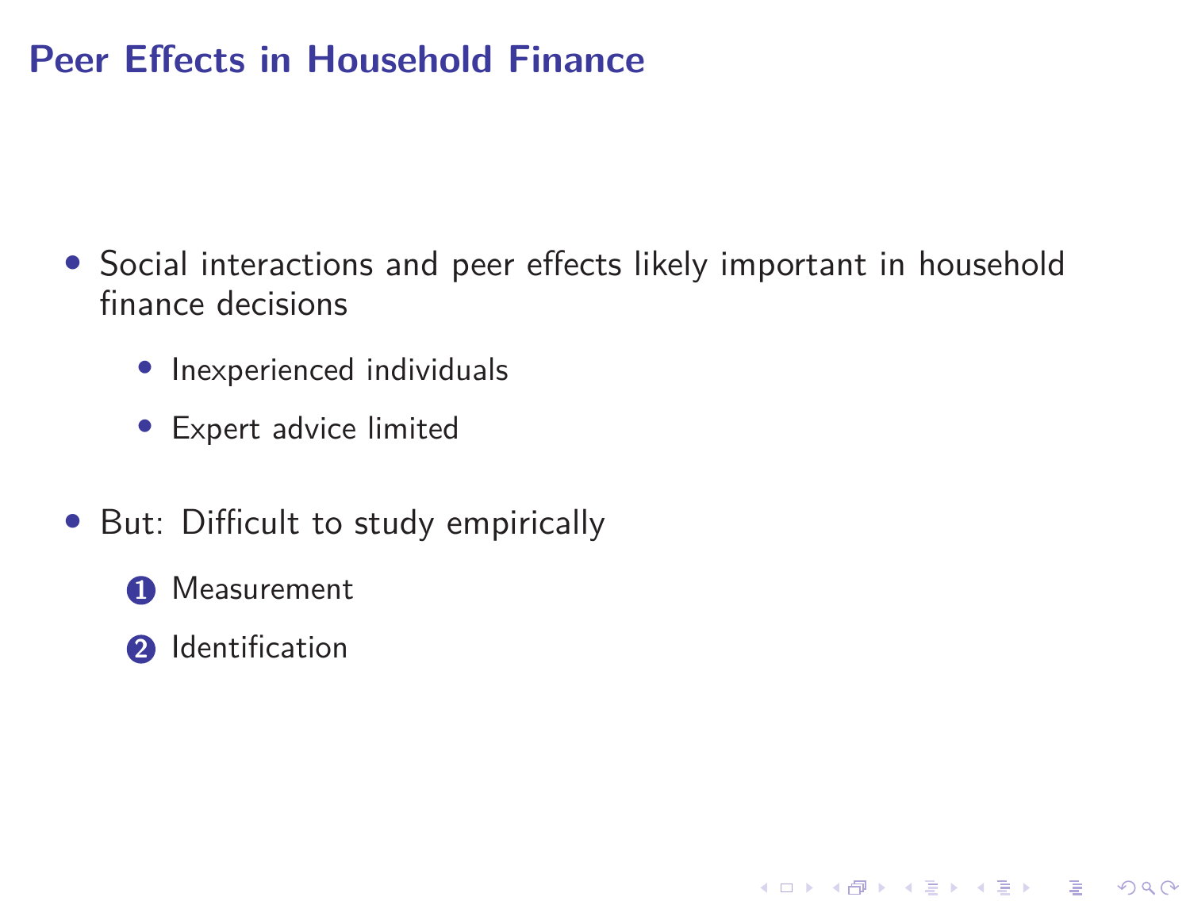## Peer Effects in Household Finance

- Social interactions and peer effects likely important in household finance decisions
    - Inexperienced individuals
    - Expert advice limited
- But: Difficult to study empirically
    1. Measurement
    2. Identification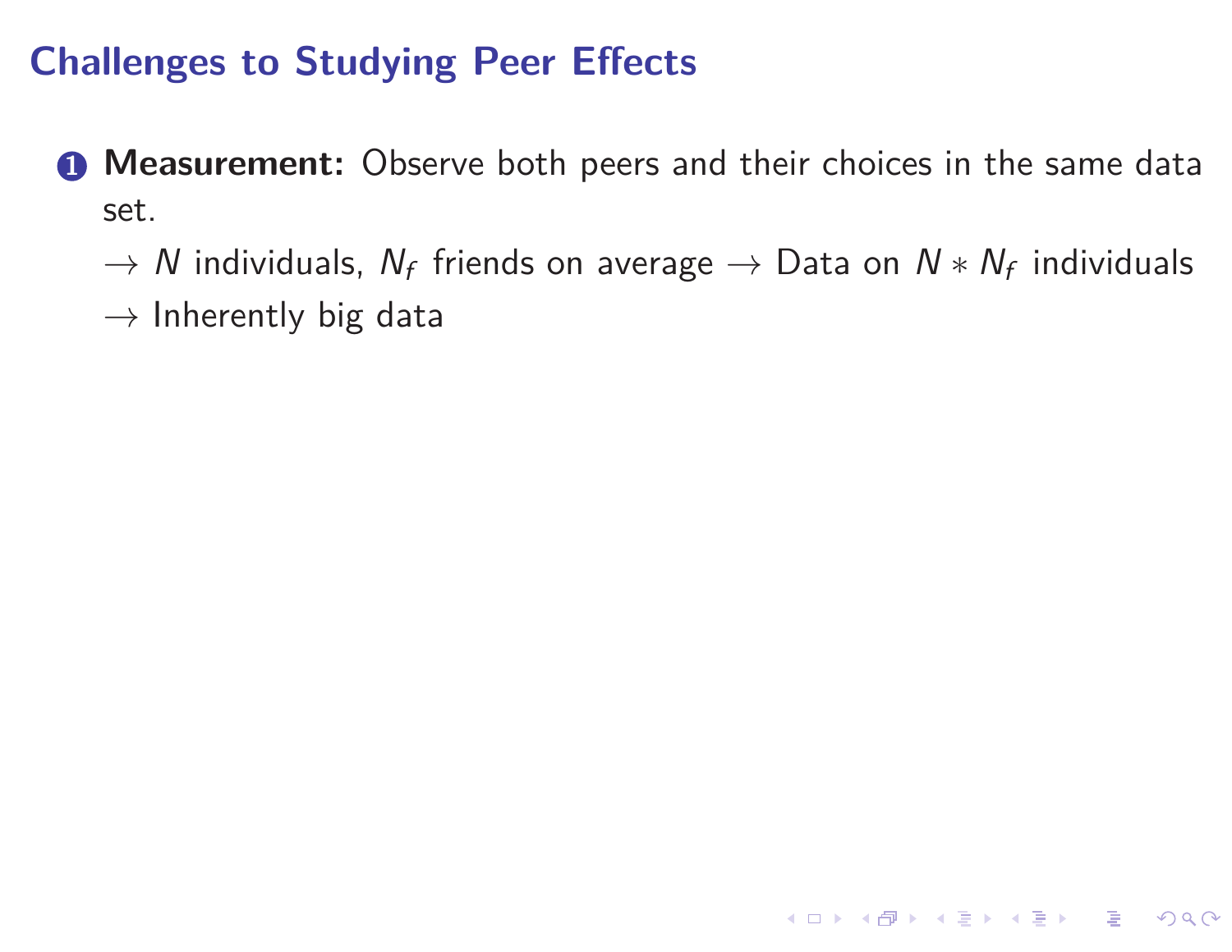## Challenges to Studying Peer Effects

1. **Measurement:** Observe both peers and their choices in the same data set.

   $\rightarrow$ $N$ individuals, $N_f$ friends on average $\rightarrow$ Data on $N * N_f$ individuals

   $\rightarrow$ Inherently big data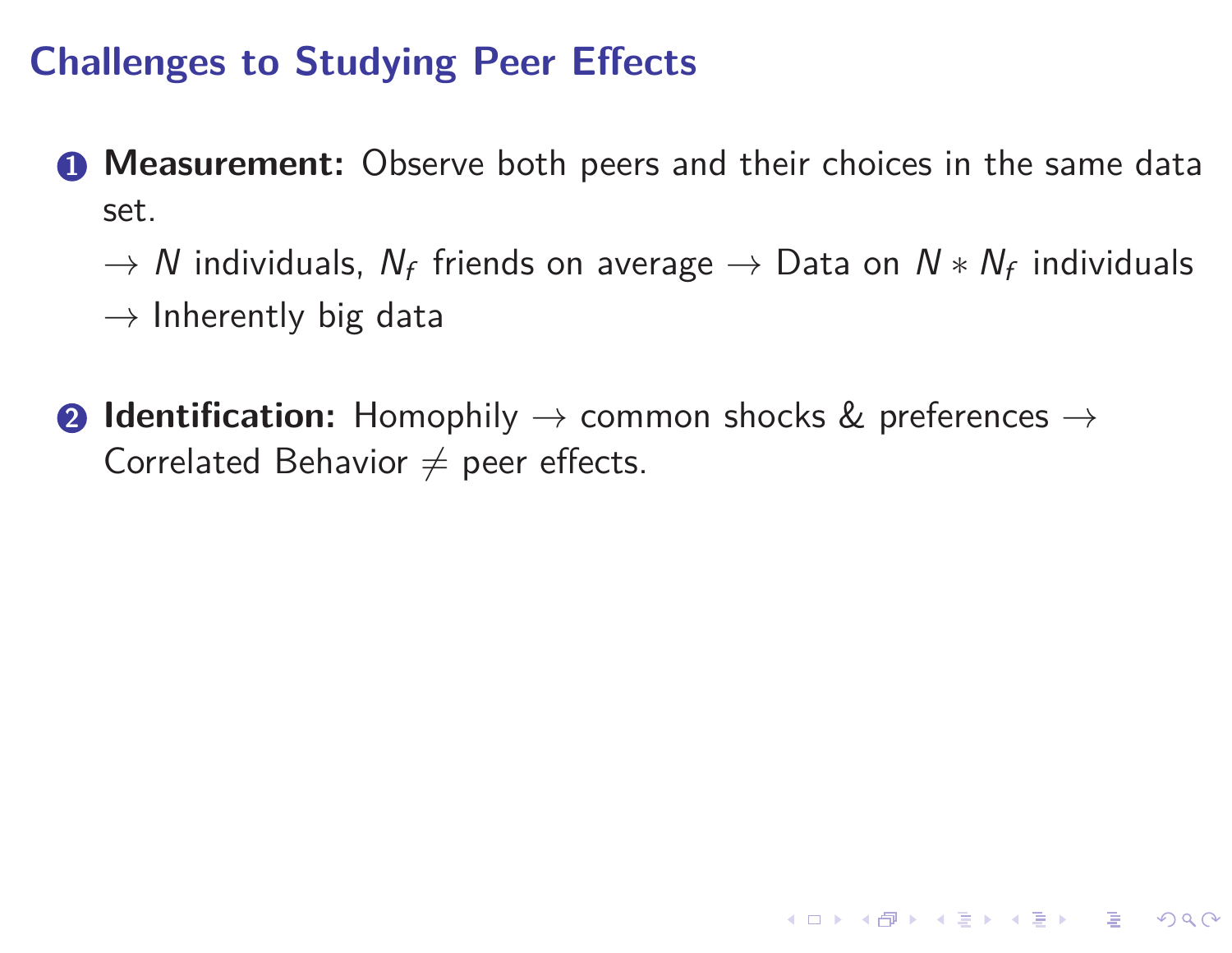## Challenges to Studying Peer Effects

1. **Measurement:** Observe both peers and their choices in the same data set.

   $\rightarrow$ $N$ individuals, $N_f$ friends on average $\rightarrow$ Data on $N * N_f$ individuals

   $\rightarrow$ Inherently big data

2. **Identification:** Homophily $\rightarrow$ common shocks & preferences $\rightarrow$ Correlated Behavior $\neq$ peer effects.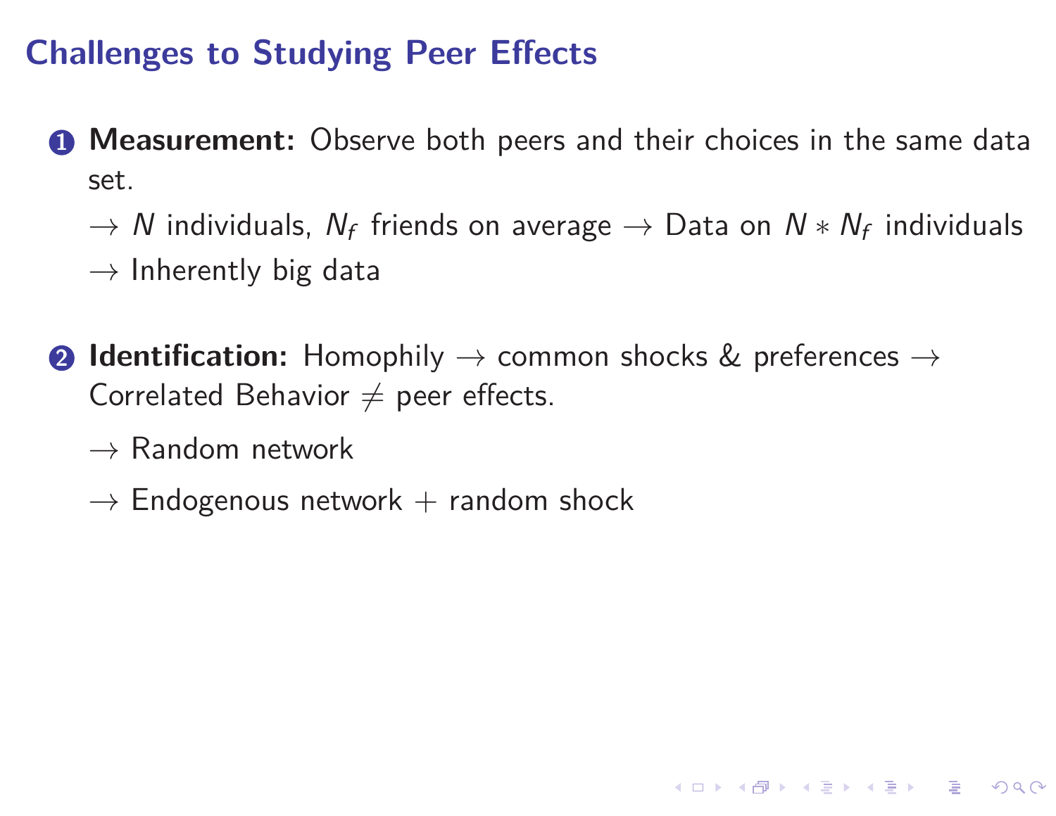## Challenges to Studying Peer Effects

1. **Measurement:** Observe both peers and their choices in the same data set.

   $\rightarrow$ $N$ individuals, $N_f$ friends on average $\rightarrow$ Data on $N * N_f$ individuals

   $\rightarrow$ Inherently big data

2. **Identification:** Homophily $\rightarrow$ common shocks & preferences $\rightarrow$ Correlated Behavior $\neq$ peer effects.

   $\rightarrow$ Random network

   $\rightarrow$ Endogenous network + random shock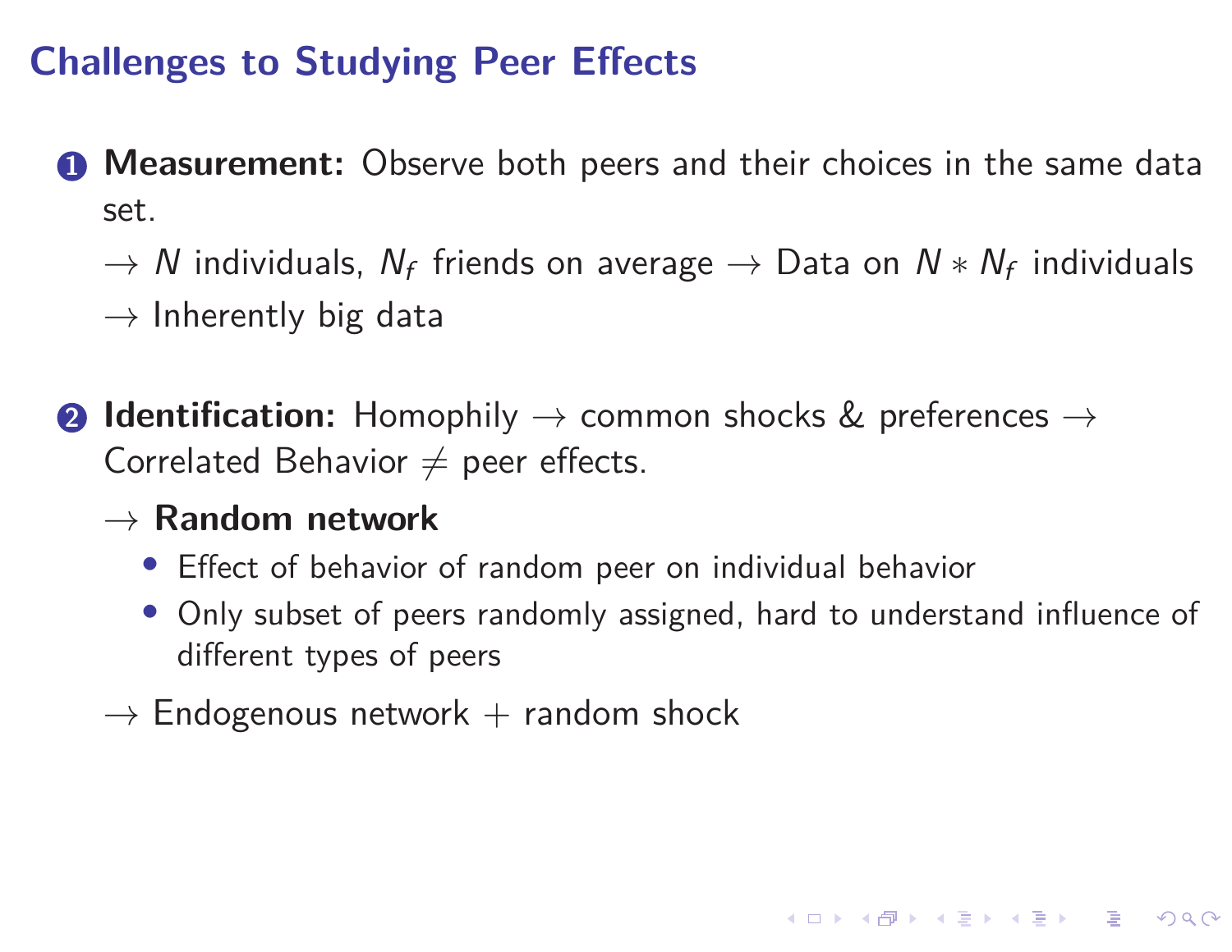## Challenges to Studying Peer Effects

1. **Measurement:** Observe both peers and their choices in the same data set.

   → $N$ individuals, $N_f$ friends on average → Data on $N * N_f$ individuals

   → Inherently big data

2. **Identification:** Homophily → common shocks & preferences → Correlated Behavior ≠ peer effects.

   → **Random network**

   - Effect of behavior of random peer on individual behavior
   - Only subset of peers randomly assigned, hard to understand influence of different types of peers

   → Endogenous network + random shock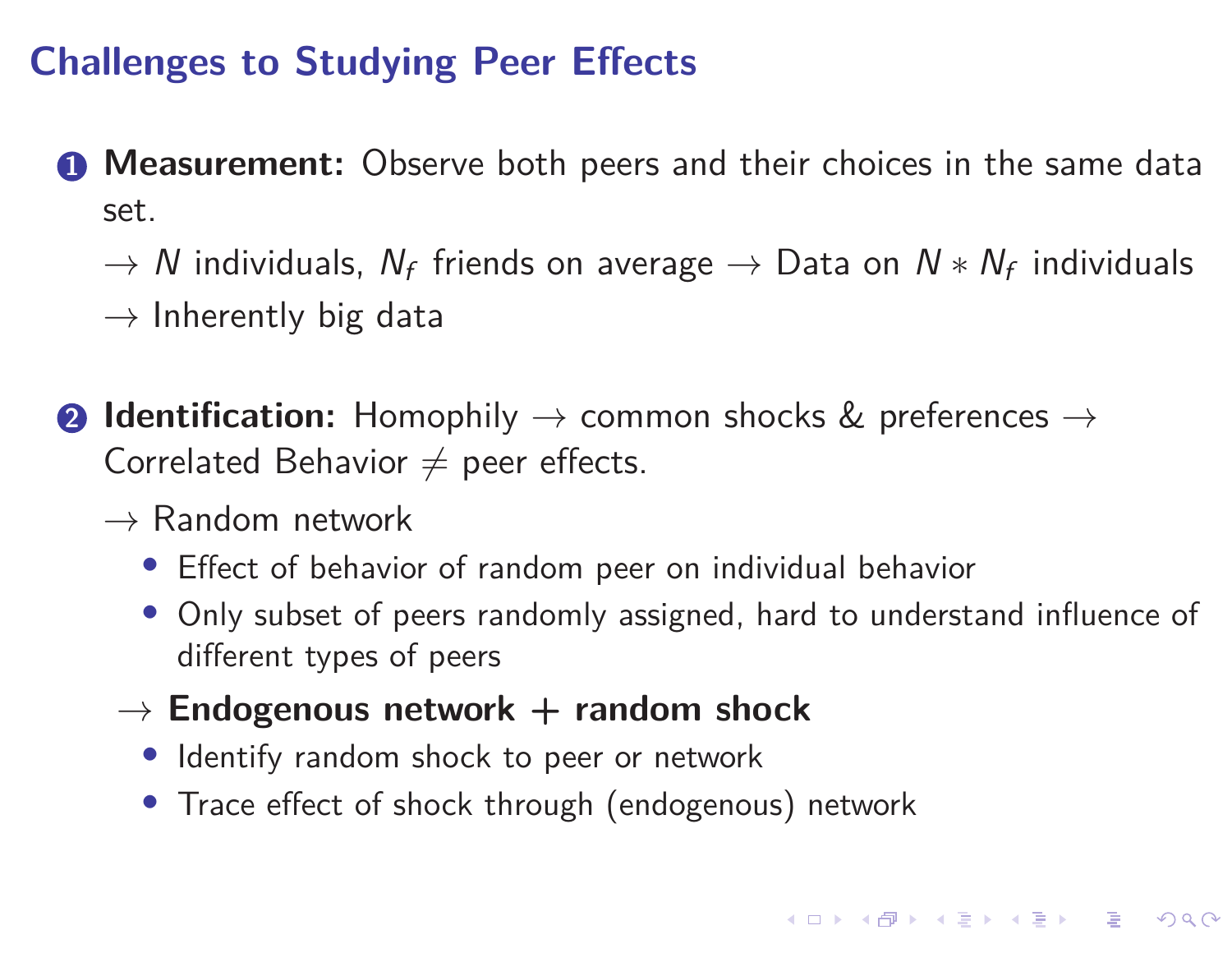## Challenges to Studying Peer Effects

1. **Measurement:** Observe both peers and their choices in the same data set.

   $\rightarrow$ $N$ individuals, $N_f$ friends on average $\rightarrow$ Data on $N * N_f$ individuals

   $\rightarrow$ Inherently big data

2. **Identification:** Homophily $\rightarrow$ common shocks & preferences $\rightarrow$ Correlated Behavior $\neq$ peer effects.

   $\rightarrow$ Random network

   - Effect of behavior of random peer on individual behavior
   - Only subset of peers randomly assigned, hard to understand influence of different types of peers

   $\rightarrow$ **Endogenous network + random shock**

   - Identify random shock to peer or network
   - Trace effect of shock through (endogenous) network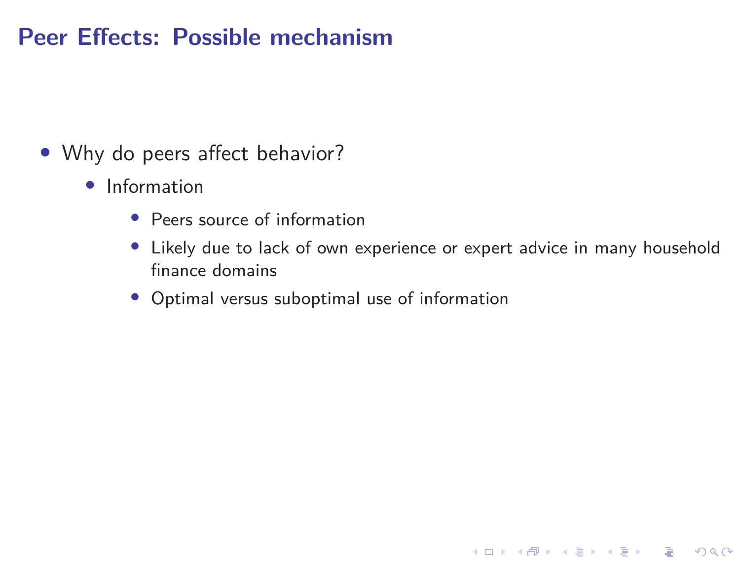# Peer Effects: Possible mechanism

- Why do peers affect behavior?
  - Information
    - Peers source of information
    - Likely due to lack of own experience or expert advice in many household finance domains
    - Optimal versus suboptimal use of information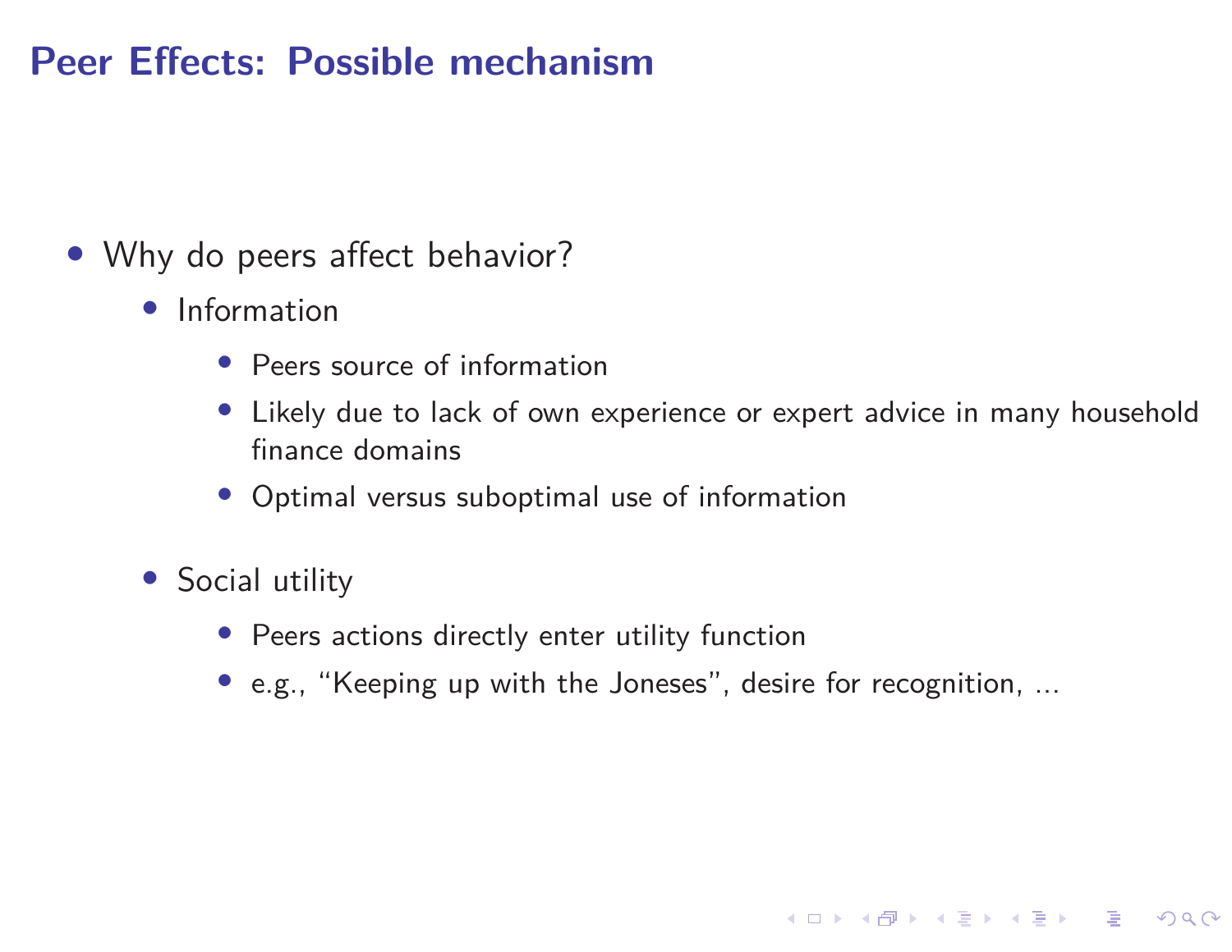# Peer Effects: Possible mechanism

- Why do peers affect behavior?
  - Information
    - Peers source of information
    - Likely due to lack of own experience or expert advice in many household finance domains
    - Optimal versus suboptimal use of information
  - Social utility
    - Peers actions directly enter utility function
    - e.g., "Keeping up with the Joneses", desire for recognition, ...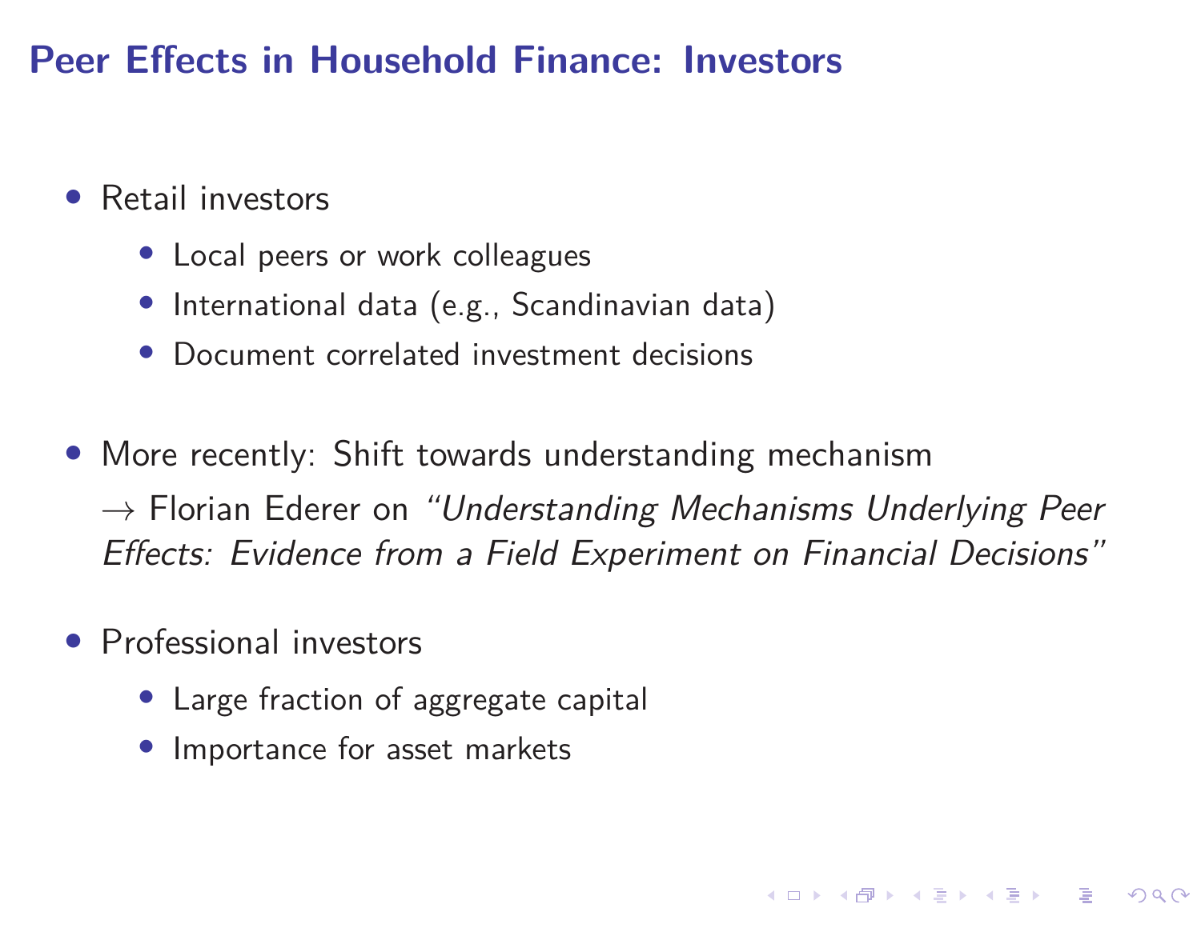# Peer Effects in Household Finance: Investors

- Retail investors
  - Local peers or work colleagues
  - International data (e.g., Scandinavian data)
  - Document correlated investment decisions
- More recently: Shift towards understanding mechanism
  → Florian Ederer on *"Understanding Mechanisms Underlying Peer Effects: Evidence from a Field Experiment on Financial Decisions"*
- Professional investors
  - Large fraction of aggregate capital
  - Importance for asset markets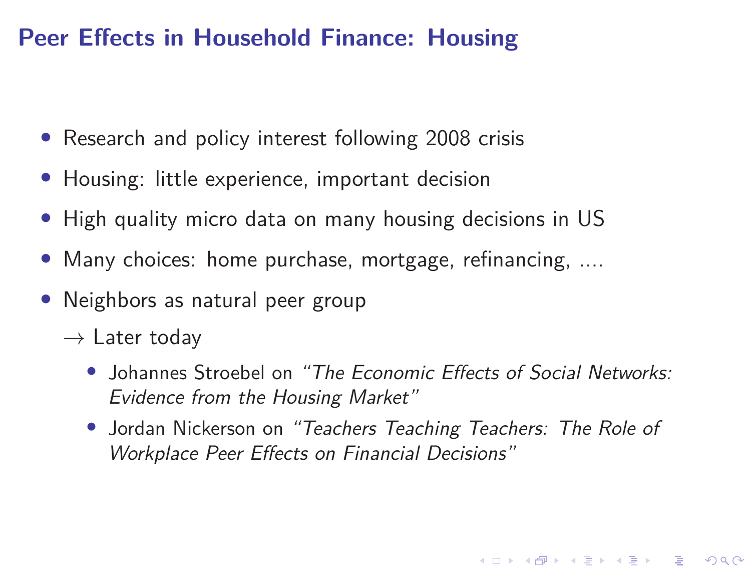# Peer Effects in Household Finance: Housing

- Research and policy interest following 2008 crisis
- Housing: little experience, important decision
- High quality micro data on many housing decisions in US
- Many choices: home purchase, mortgage, refinancing, ....
- Neighbors as natural peer group

  $\rightarrow$ Later today

  - Johannes Stroebel on *"The Economic Effects of Social Networks: Evidence from the Housing Market"*
  - Jordan Nickerson on *"Teachers Teaching Teachers: The Role of Workplace Peer Effects on Financial Decisions"*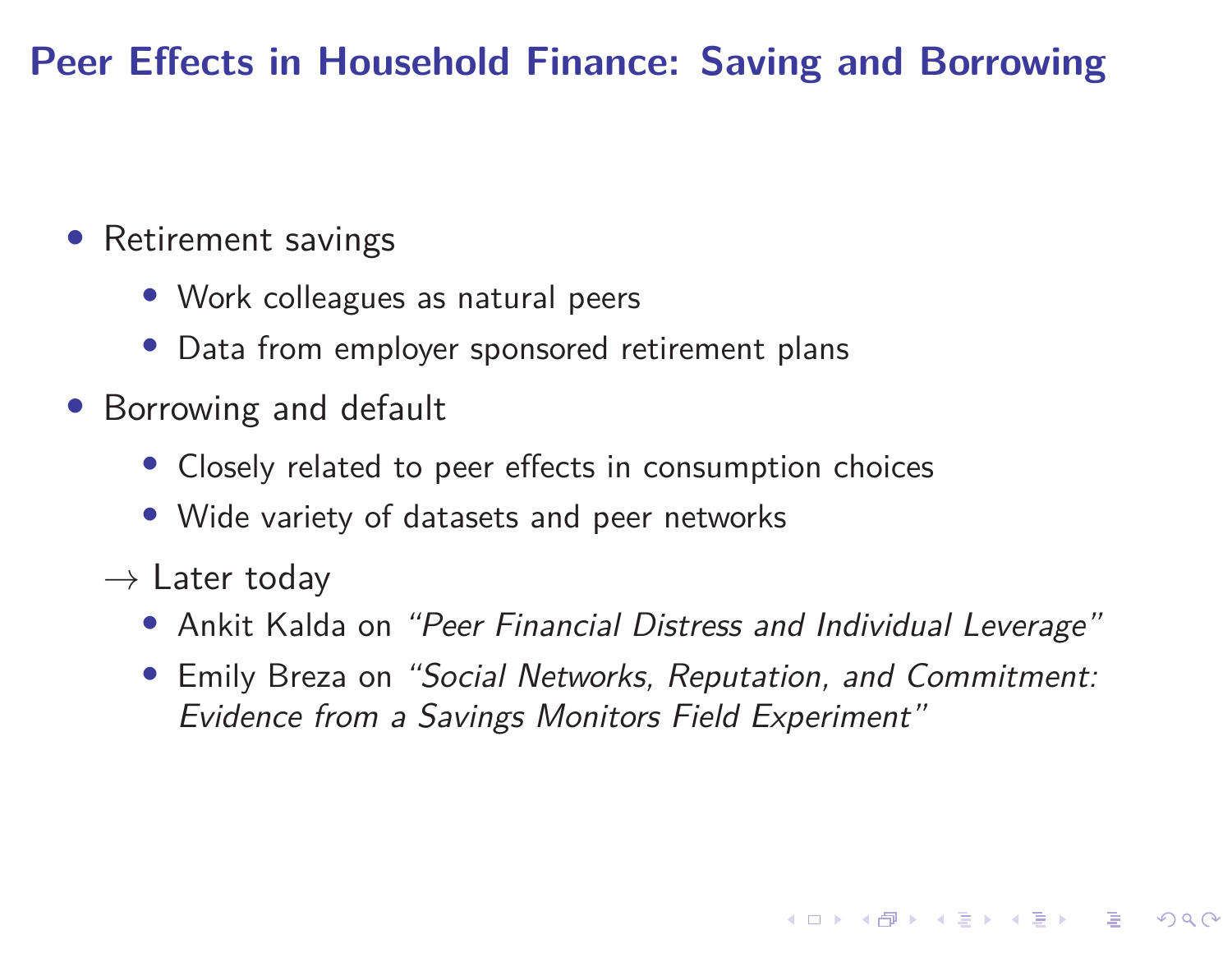# Peer Effects in Household Finance: Saving and Borrowing

- Retirement savings
  - Work colleagues as natural peers
  - Data from employer sponsored retirement plans
- Borrowing and default
  - Closely related to peer effects in consumption choices
  - Wide variety of datasets and peer networks

$\rightarrow$ Later today

  - Ankit Kalda on *"Peer Financial Distress and Individual Leverage"*
  - Emily Breza on *"Social Networks, Reputation, and Commitment: Evidence from a Savings Monitors Field Experiment"*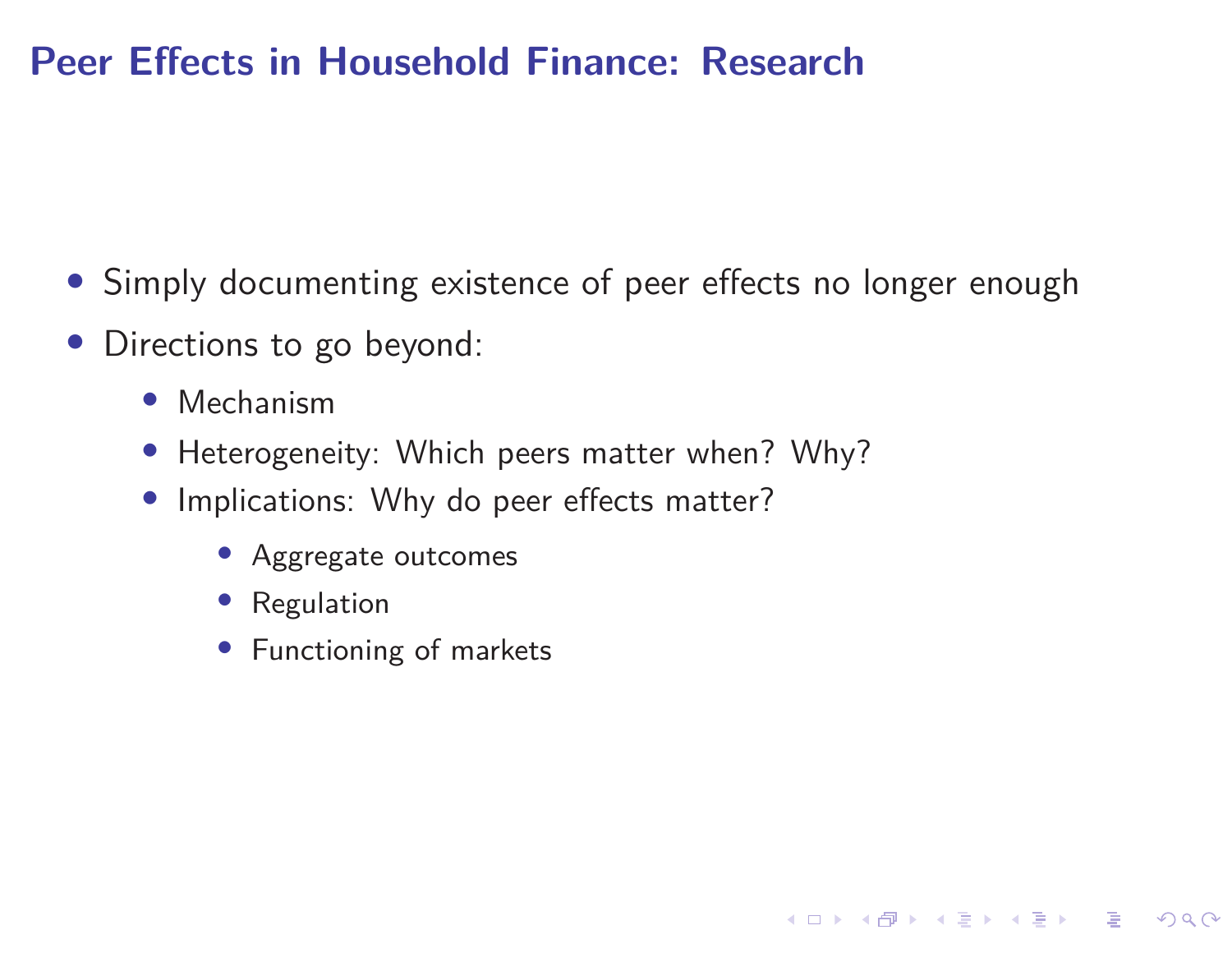# Peer Effects in Household Finance: Research

- Simply documenting existence of peer effects no longer enough
- Directions to go beyond:
  - Mechanism
  - Heterogeneity: Which peers matter when? Why?
  - Implications: Why do peer effects matter?
    - Aggregate outcomes
    - Regulation
    - Functioning of markets